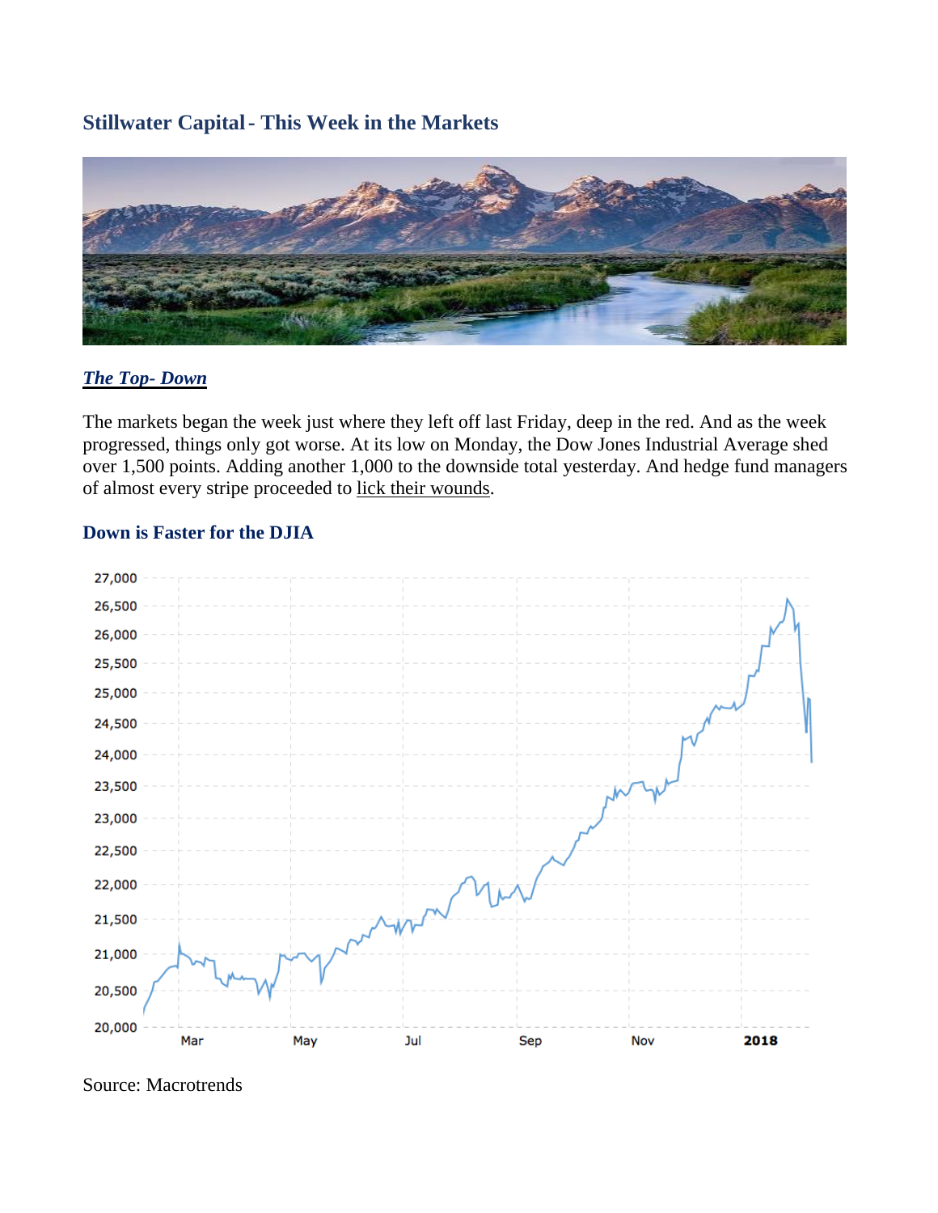## Stillwater Capital - This Week in the Markets

### *The Top- Down*

The markets began the week just where they left off last Friday, deep in the red. And as the week progressed, things only got worse. At its low on Monday, the Dow Jones Industrial Average shed over 1,500 points. Adding another 1,000 to the downside total yesterday. And hedge fund managers of almost every stripe proceeded to lick their wounds.

**Down is Faster for the DJIA**

Source: Macrotrends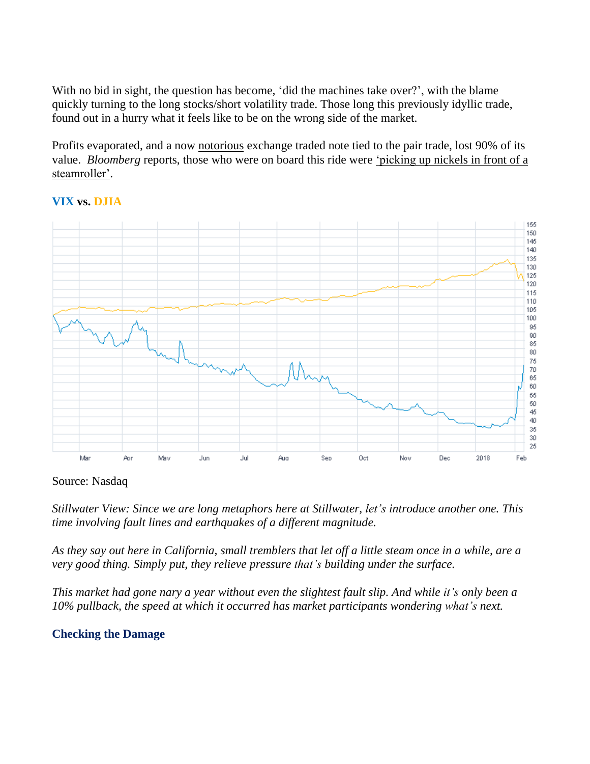With no bid in sight, the question has become, ‘did the machines take over?’, with the blame quickly turning to the long stocks/short volatility trade. Those long this previously idyllic trade, found out in a hurry what it feels like to be on the wrong side of the market.

Profits evaporated, and a now notorious exchange traded note tied to the pair trade, lost 90% of its value. *Bloomberg* reports, those who were on board this ride were ‘picking up nickels in front of a steamroller’.

**VIX vs. DJIA**

Source: Nasdaq

*Stillwater View: Since we are long metaphors here at Stillwater, let’s introduce another one. This time involving fault lines and earthquakes of a different magnitude.*

*As they say out here in California, small tremblers that let off a little steam once in a while, are a very good thing. Simply put, they relieve pressure that’s building under the surface.*

*This market had gone nary a year without even the slightest fault slip. And while it’s only been a 10% pullback, the speed at which it occurred has market participants wondering what’s next.*

**Checking the Damage**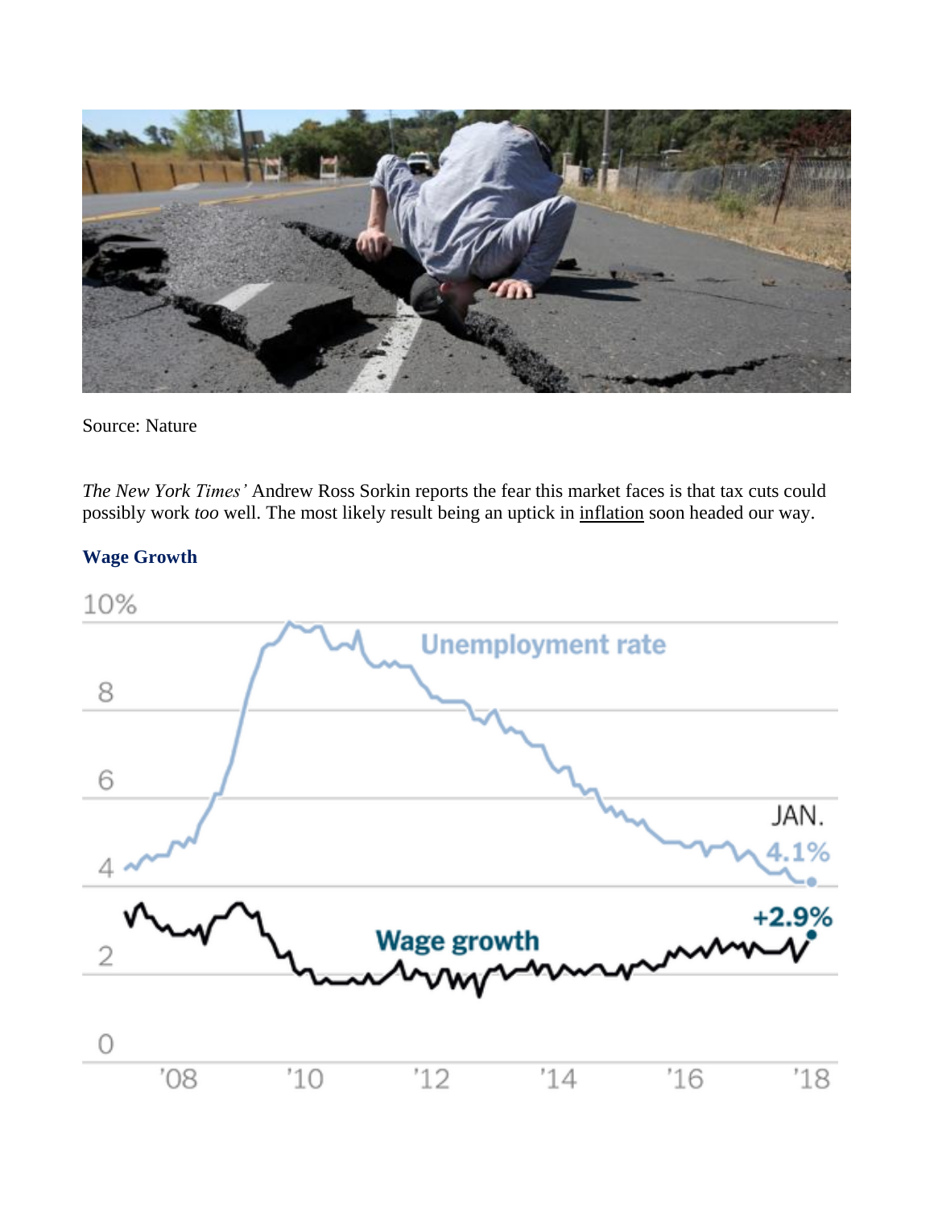Source: Nature

*The New York Times'* Andrew Ross Sorkin reports the fear this market faces is that tax cuts could possibly work *too* well. The most likely result being an uptick in inflation soon headed our way.

### Wage Growth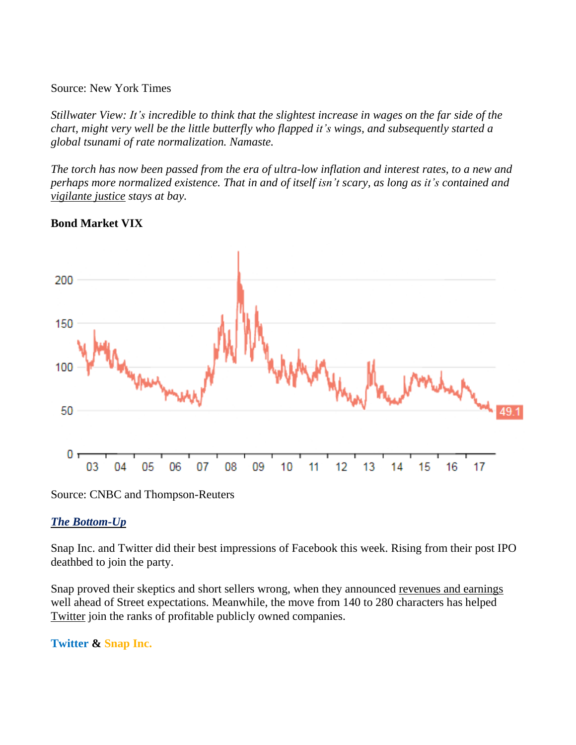Source: New York Times

*Stillwater View: It's incredible to think that the slightest increase in wages on the far side of the chart, might very well be the little butterfly who flapped it's wings, and subsequently started a global tsunami of rate normalization. Namaste.*

*The torch has now been passed from the era of ultra-low inflation and interest rates, to a new and perhaps more normalized existence. That in and of itself isn't scary, as long as it's contained and vigilante justice stays at bay.*

**Bond Market VIX**

Source: CNBC and Thompson-Reuters

***The Bottom-Up***

Snap Inc. and Twitter did their best impressions of Facebook this week. Rising from their post IPO deathbed to join the party.

Snap proved their skeptics and short sellers wrong, when they announced revenues and earnings well ahead of Street expectations. Meanwhile, the move from 140 to 280 characters has helped Twitter join the ranks of profitable publicly owned companies.

**Twitter & Snap Inc.**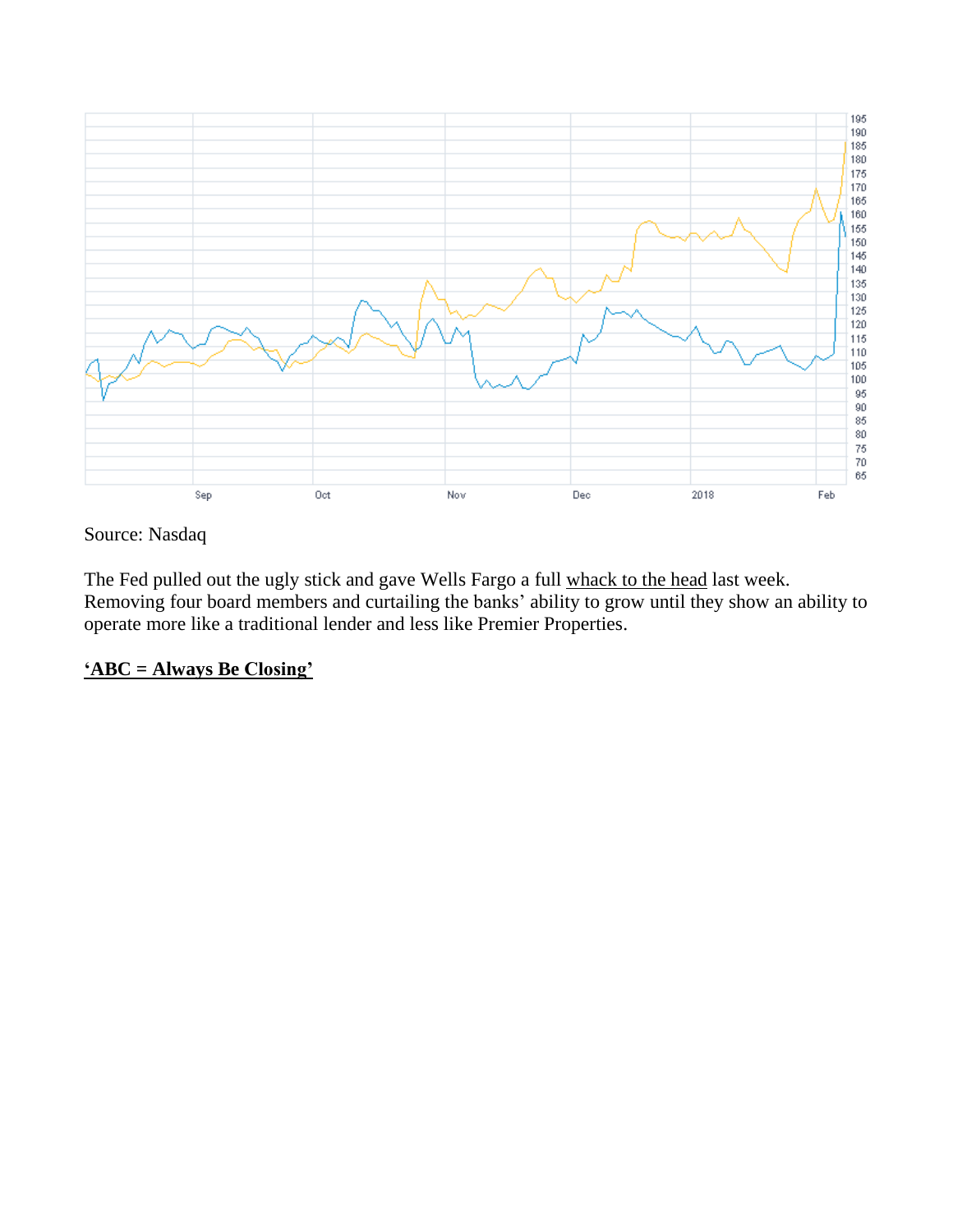Source: Nasdaq

The Fed pulled out the ugly stick and gave Wells Fargo a full whack to the head last week. Removing four board members and curtailing the banks' ability to grow until they show an ability to operate more like a traditional lender and less like Premier Properties.

**'ABC = Always Be Closing'**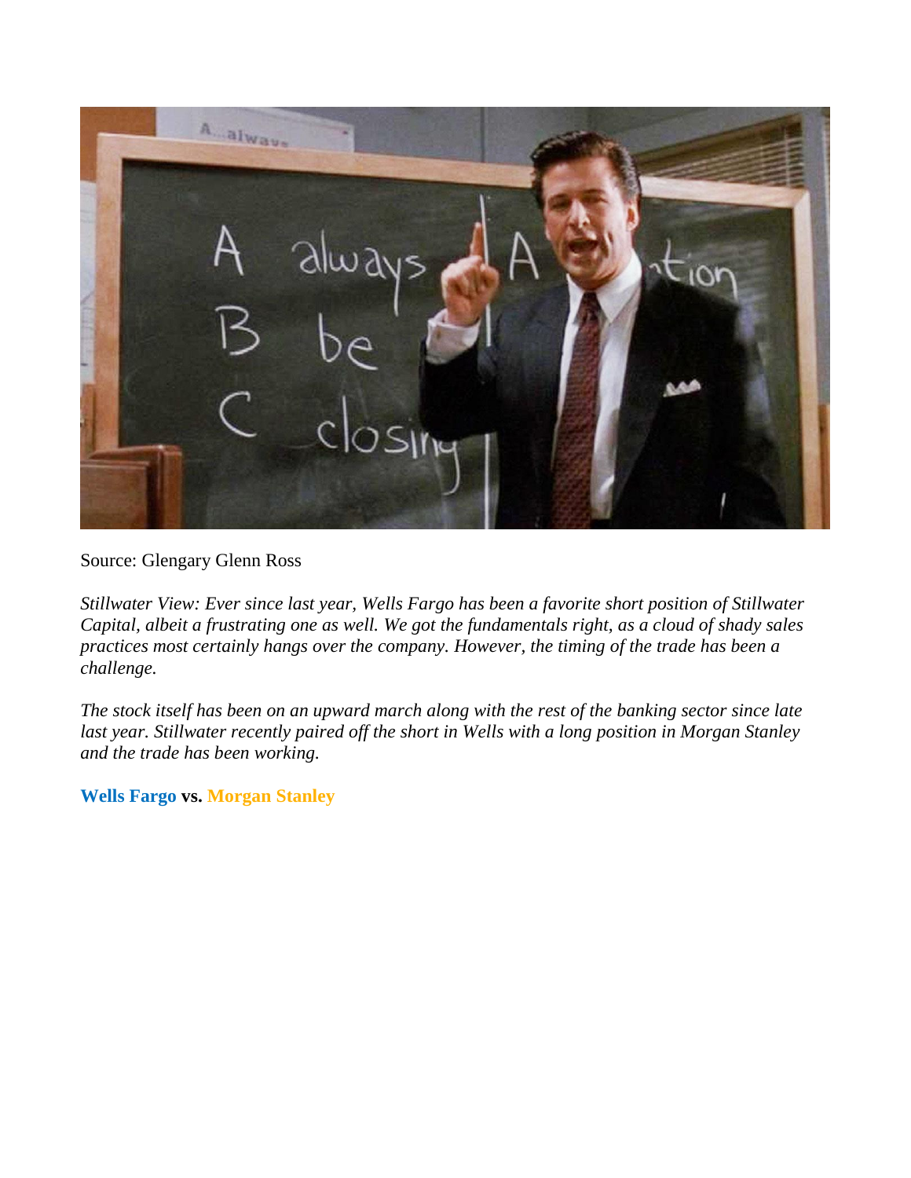Source: Glengary Glenn Ross

*Stillwater View: Ever since last year, Wells Fargo has been a favorite short position of Stillwater Capital, albeit a frustrating one as well. We got the fundamentals right, as a cloud of shady sales practices most certainly hangs over the company. However, the timing of the trade has been a challenge.*

*The stock itself has been on an upward march along with the rest of the banking sector since late last year. Stillwater recently paired off the short in Wells with a long position in Morgan Stanley and the trade has been working.*

**Wells Fargo vs. Morgan Stanley**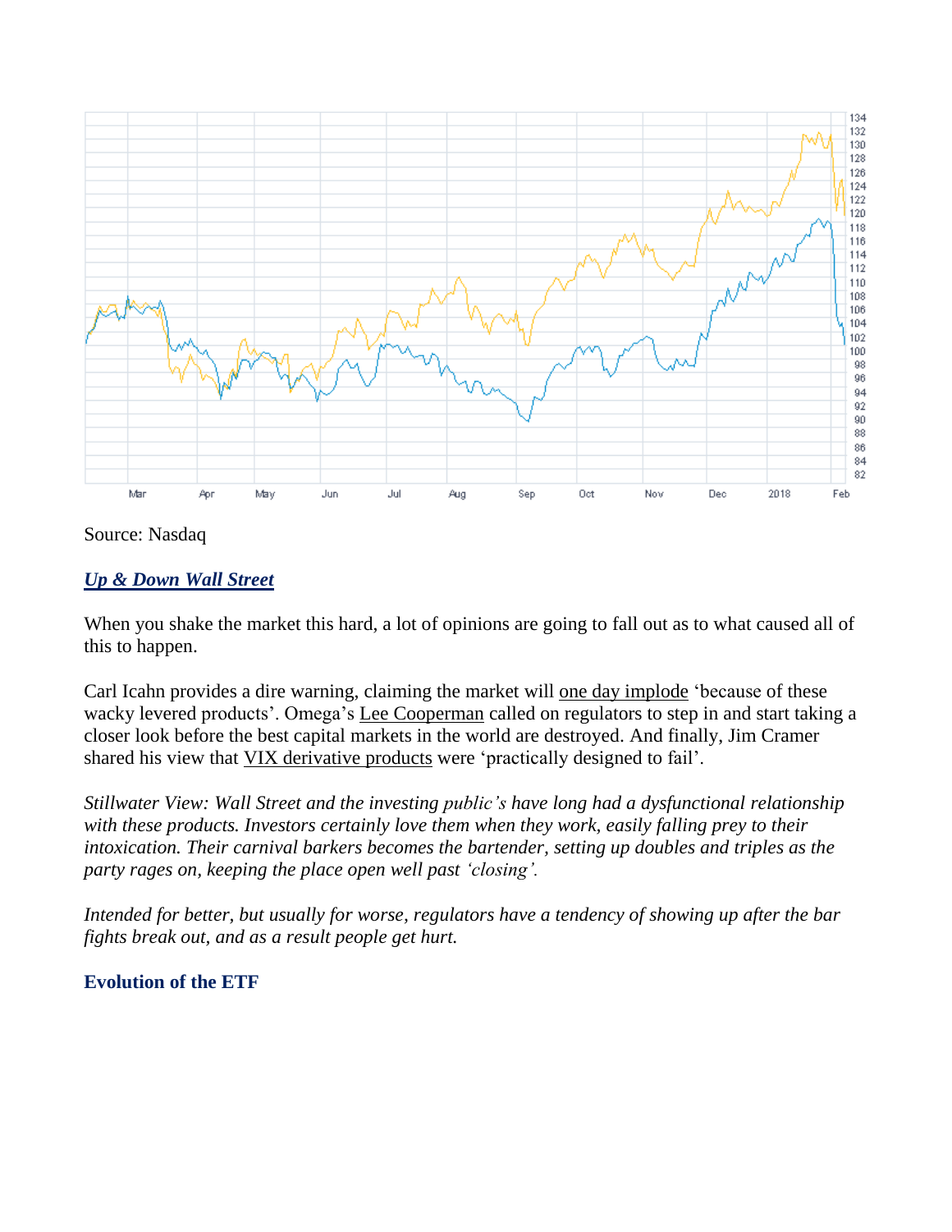Source: Nasdaq

***Up & Down Wall Street***

When you shake the market this hard, a lot of opinions are going to fall out as to what caused all of this to happen.

Carl Icahn provides a dire warning, claiming the market will one day implode 'because of these wacky levered products'. Omega's Lee Cooperman called on regulators to step in and start taking a closer look before the best capital markets in the world are destroyed. And finally, Jim Cramer shared his view that VIX derivative products were 'practically designed to fail'.

*Stillwater View: Wall Street and the investing public's have long had a dysfunctional relationship with these products. Investors certainly love them when they work, easily falling prey to their intoxication. Their carnival barkers becomes the bartender, setting up doubles and triples as the party rages on, keeping the place open well past 'closing'.*

*Intended for better, but usually for worse, regulators have a tendency of showing up after the bar fights break out, and as a result people get hurt.*

**Evolution of the ETF**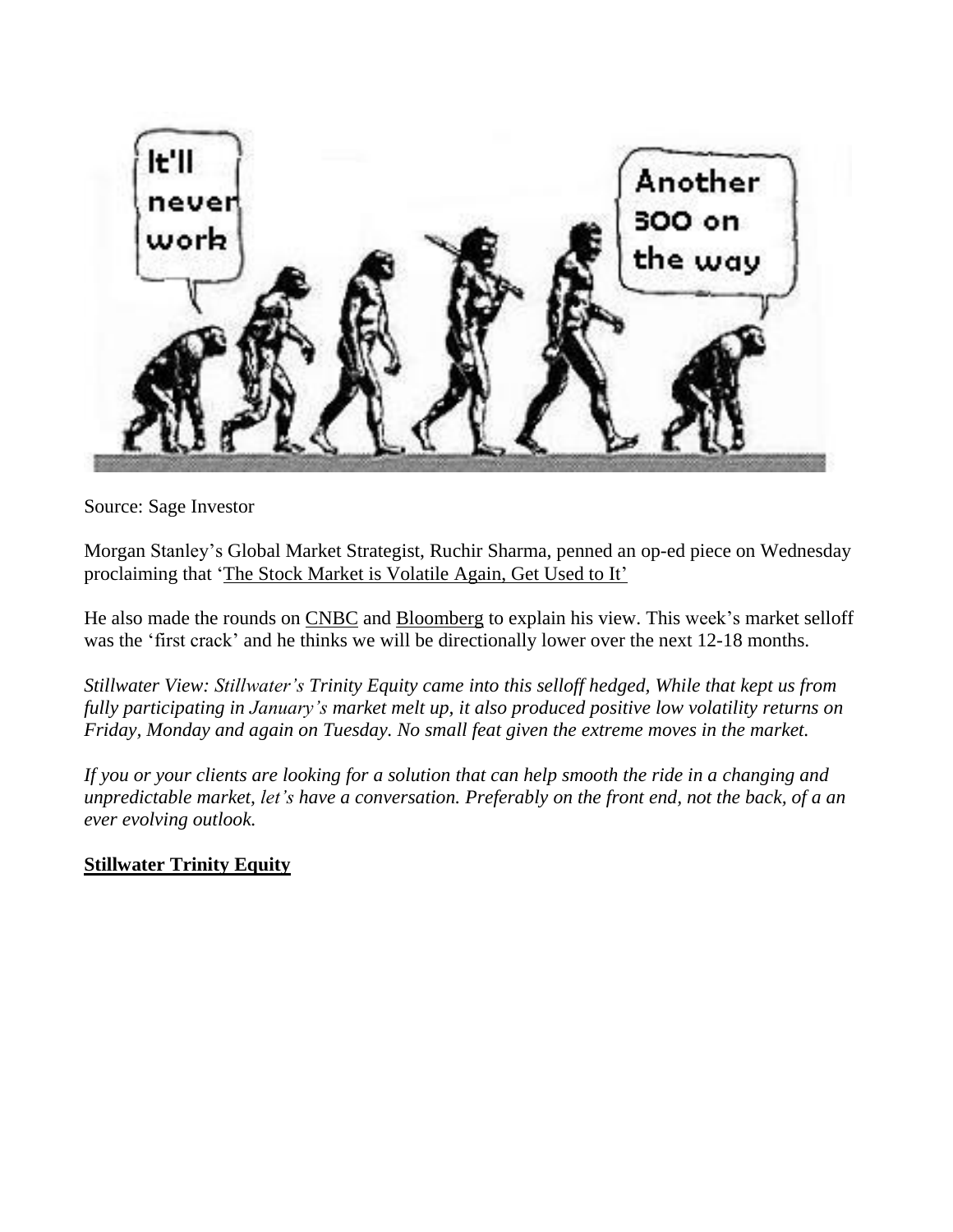Source: Sage Investor

Morgan Stanley's Global Market Strategist, Ruchir Sharma, penned an op-ed piece on Wednesday proclaiming that 'The Stock Market is Volatile Again, Get Used to It'

He also made the rounds on CNBC and Bloomberg to explain his view. This week's market selloff was the 'first crack' and he thinks we will be directionally lower over the next 12-18 months.

*Stillwater View: Stillwater's Trinity Equity came into this selloff hedged, While that kept us from fully participating in January's market melt up, it also produced positive low volatility returns on Friday, Monday and again on Tuesday. No small feat given the extreme moves in the market.*

*If you or your clients are looking for a solution that can help smooth the ride in a changing and unpredictable market, let's have a conversation. Preferably on the front end, not the back, of a an ever evolving outlook.*

**Stillwater Trinity Equity**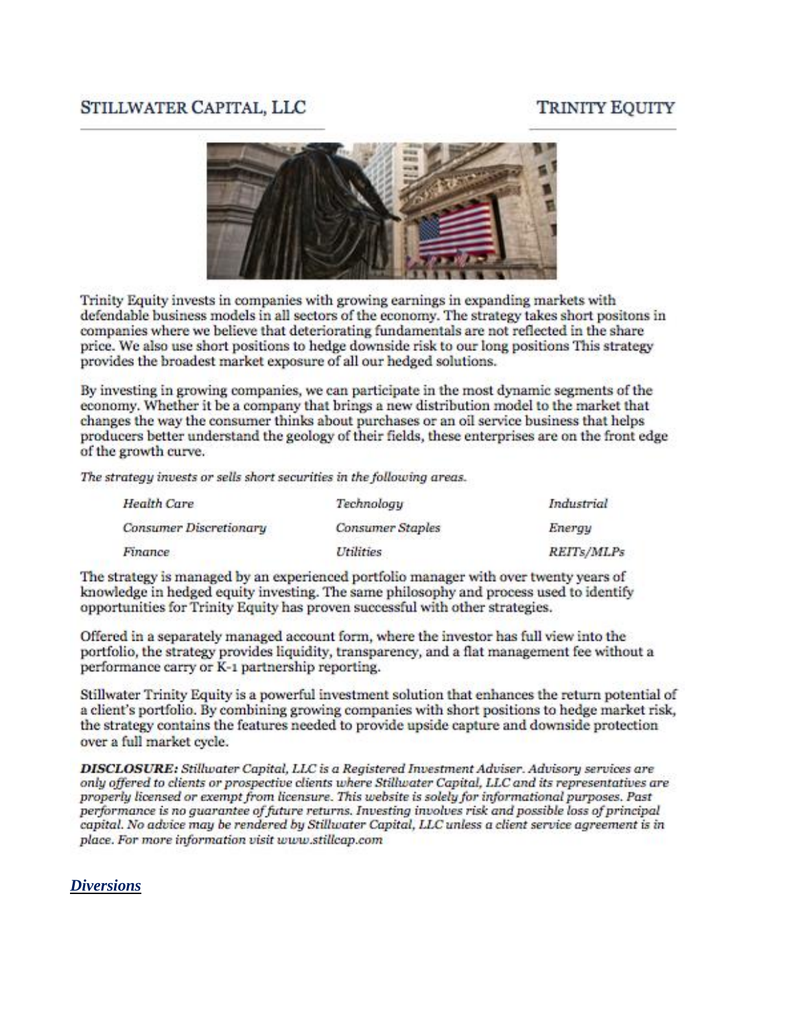STILLWATER CAPITAL, LLC

TRINITY EQUITY

Trinity Equity invests in companies with growing earnings in expanding markets with defendable business models in all sectors of the economy. The strategy takes short positons in companies where we believe that deteriorating fundamentals are not reflected in the share price. We also use short positions to hedge downside risk to our long positions This strategy provides the broadest market exposure of all our hedged solutions.

By investing in growing companies, we can participate in the most dynamic segments of the economy. Whether it be a company that brings a new distribution model to the market that changes the way the consumer thinks about purchases or an oil service business that helps producers better understand the geology of their fields, these enterprises are on the front edge of the growth curve.

*The strategy invests or sells short securities in the following areas.*

| | | |
|---|---|---|
| *Health Care* | *Technology* | *Industrial* |
| *Consumer Discretionary* | *Consumer Staples* | *Energy* |
| *Finance* | *Utilities* | *REITs/MLPs* |

The strategy is managed by an experienced portfolio manager with over twenty years of knowledge in hedged equity investing. The same philosophy and process used to identify opportunities for Trinity Equity has proven successful with other strategies.

Offered in a separately managed account form, where the investor has full view into the portfolio, the strategy provides liquidity, transparency, and a flat management fee without a performance carry or K-1 partnership reporting.

Stillwater Trinity Equity is a powerful investment solution that enhances the return potential of a client's portfolio. By combining growing companies with short positions to hedge market risk, the strategy contains the features needed to provide upside capture and downside protection over a full market cycle.

***DISCLOSURE:*** *Stillwater Capital, LLC is a Registered Investment Adviser. Advisory services are only offered to clients or prospective clients where Stillwater Capital, LLC and its representatives are properly licensed or exempt from licensure. This website is solely for informational purposes. Past performance is no guarantee of future returns. Investing involves risk and possible loss of principal capital. No advice may be rendered by Stillwater Capital, LLC unless a client service agreement is in place. For more information visit www.stillcap.com*

***Diversions***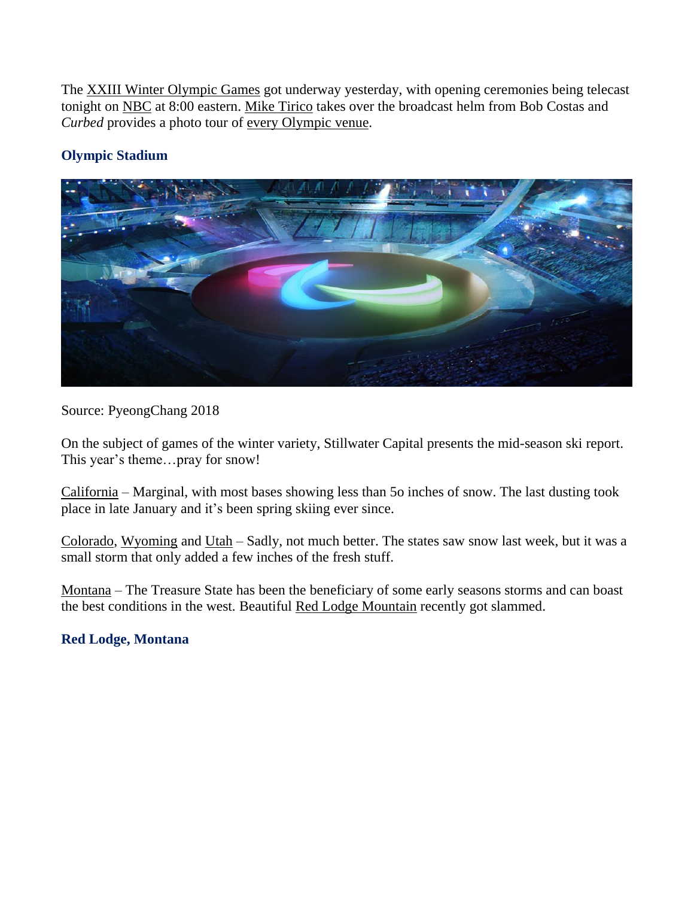The XXIII Winter Olympic Games got underway yesterday, with opening ceremonies being telecast tonight on NBC at 8:00 eastern. Mike Tirico takes over the broadcast helm from Bob Costas and *Curbed* provides a photo tour of every Olympic venue.

### Olympic Stadium

Source: PyeongChang 2018

On the subject of games of the winter variety, Stillwater Capital presents the mid-season ski report. This year's theme…pray for snow!

California – Marginal, with most bases showing less than 5o inches of snow. The last dusting took place in late January and it's been spring skiing ever since.

Colorado, Wyoming and Utah – Sadly, not much better. The states saw snow last week, but it was a small storm that only added a few inches of the fresh stuff.

Montana – The Treasure State has been the beneficiary of some early seasons storms and can boast the best conditions in the west. Beautiful Red Lodge Mountain recently got slammed.

### Red Lodge, Montana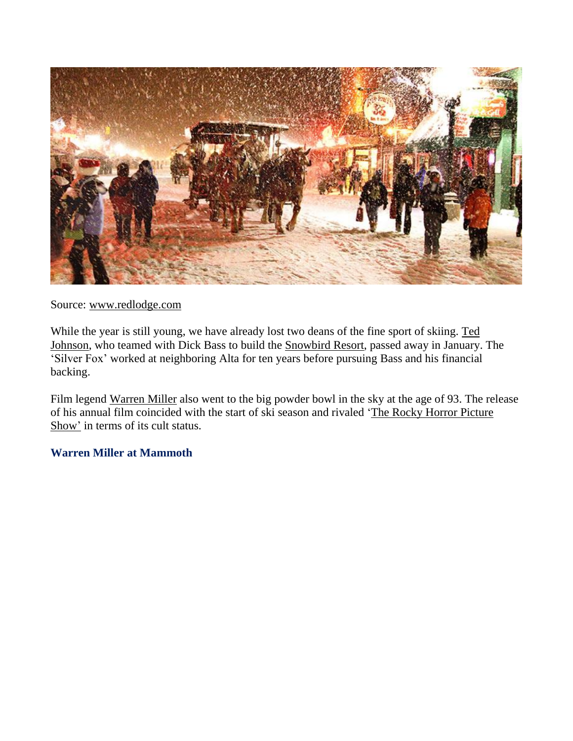Source: www.redlodge.com

While the year is still young, we have already lost two deans of the fine sport of skiing. Ted Johnson, who teamed with Dick Bass to build the Snowbird Resort, passed away in January. The 'Silver Fox' worked at neighboring Alta for ten years before pursuing Bass and his financial backing.

Film legend Warren Miller also went to the big powder bowl in the sky at the age of 93. The release of his annual film coincided with the start of ski season and rivaled 'The Rocky Horror Picture Show' in terms of its cult status.

### Warren Miller at Mammoth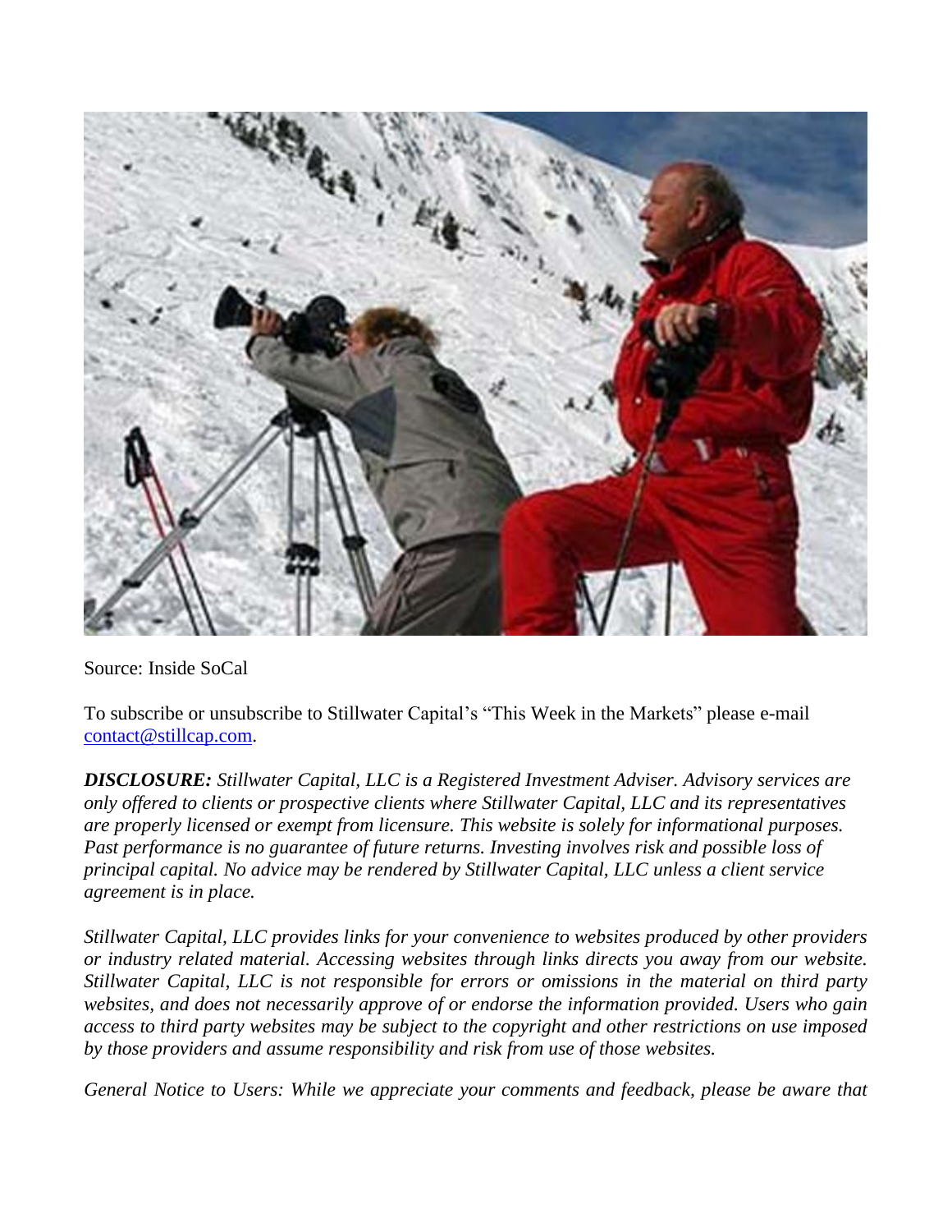Source: Inside SoCal

To subscribe or unsubscribe to Stillwater Capital's "This Week in the Markets" please e-mail [contact@stillcap.com](mailto:contact@stillcap.com).

***DISCLOSURE:*** *Stillwater Capital, LLC is a Registered Investment Adviser. Advisory services are only offered to clients or prospective clients where Stillwater Capital, LLC and its representatives are properly licensed or exempt from licensure. This website is solely for informational purposes. Past performance is no guarantee of future returns. Investing involves risk and possible loss of principal capital. No advice may be rendered by Stillwater Capital, LLC unless a client service agreement is in place.*

*Stillwater Capital, LLC provides links for your convenience to websites produced by other providers or industry related material. Accessing websites through links directs you away from our website. Stillwater Capital, LLC is not responsible for errors or omissions in the material on third party websites, and does not necessarily approve of or endorse the information provided. Users who gain access to third party websites may be subject to the copyright and other restrictions on use imposed by those providers and assume responsibility and risk from use of those websites.*

*General Notice to Users: While we appreciate your comments and feedback, please be aware that*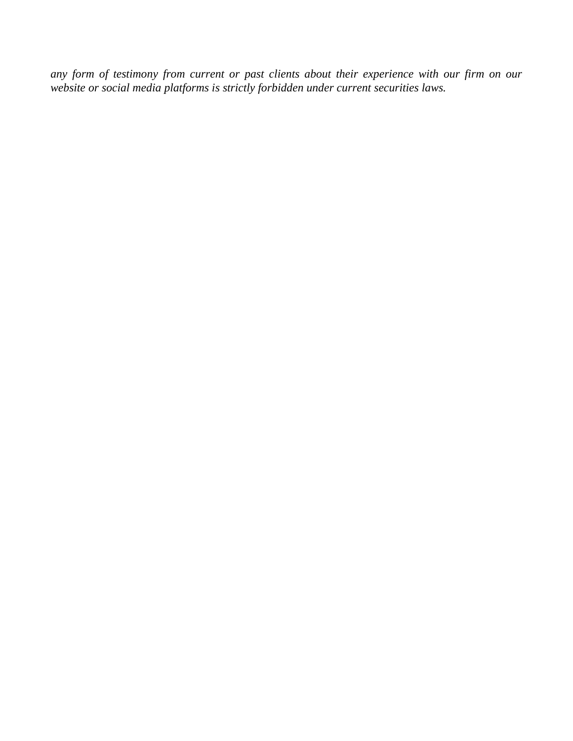*any form of testimony from current or past clients about their experience with our firm on our website or social media platforms is strictly forbidden under current securities laws.*